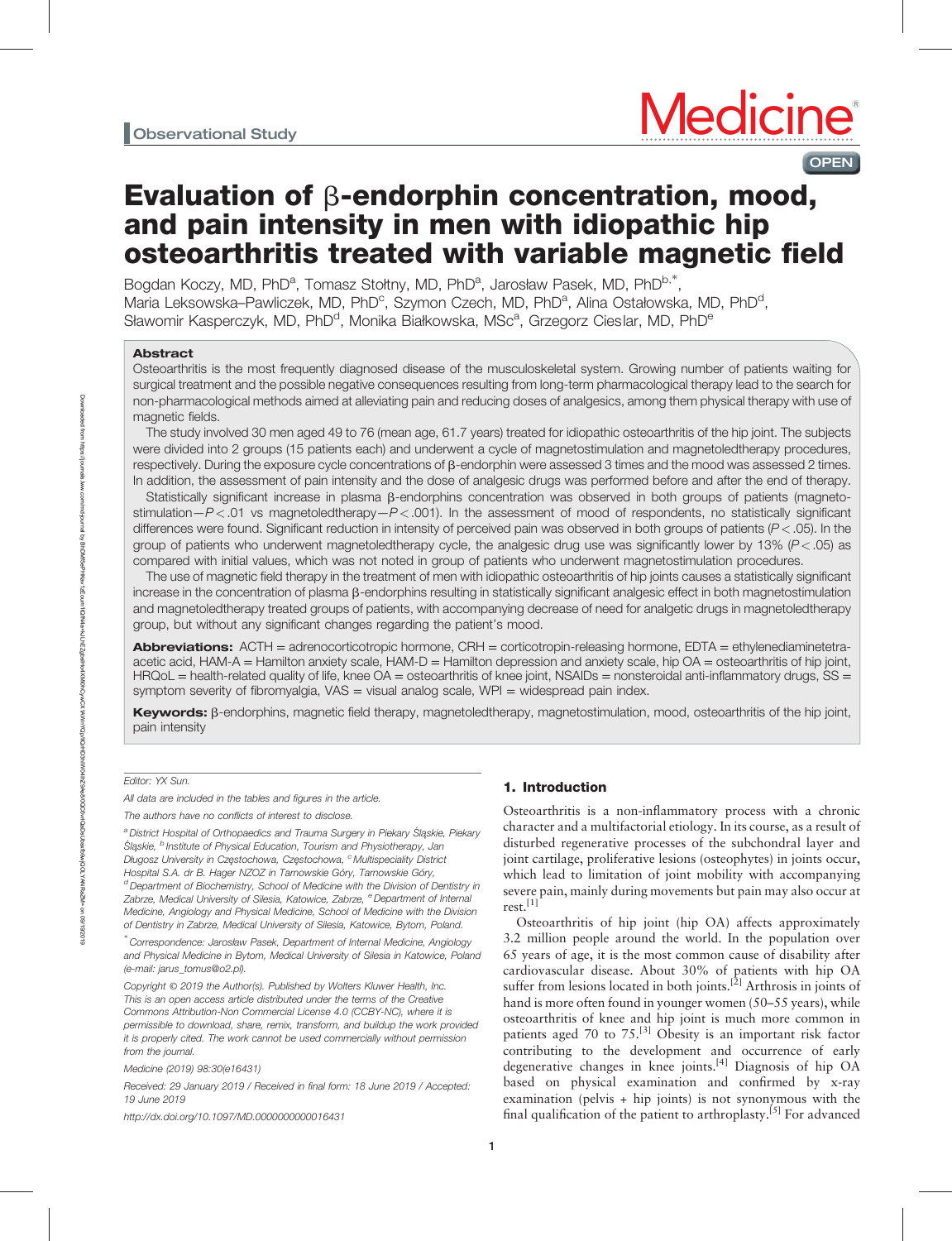Observational Study

# Evaluation of β-endorphin concentration, mood, and pain intensity in men with idiopathic hip osteoarthritis treated with variable magnetic field

Bogdan Koczy, MD, PhD[a], Tomasz Stołtny, MD, PhD[a], Jarosław Pasek, MD, PhD[b,*], Maria Leksowska–Pawliczek, MD, PhD[c], Szymon Czech, MD, PhD[a], Alina Ostałowska, MD, PhD[d], Sławomir Kasperczyk, MD, PhD[d], Monika Białkowska, MSc[a], Grzegorz Cieslar, MD, PhD[e]

## Abstract

Osteoarthritis is the most frequently diagnosed disease of the musculoskeletal system. Growing number of patients waiting for surgical treatment and the possible negative consequences resulting from long-term pharmacological therapy lead to the search for non-pharmacological methods aimed at alleviating pain and reducing doses of analgesics, among them physical therapy with use of magnetic fields.

The study involved 30 men aged 49 to 76 (mean age, 61.7 years) treated for idiopathic osteoarthritis of the hip joint. The subjects were divided into 2 groups (15 patients each) and underwent a cycle of magnetostimulation and magnetoledtherapy procedures, respectively. During the exposure cycle concentrations of β-endorphin were assessed 3 times and the mood was assessed 2 times. In addition, the assessment of pain intensity and the dose of analgesic drugs was performed before and after the end of therapy.

Statistically significant increase in plasma β-endorphins concentration was observed in both groups of patients (magnetostimulation—$P < .01$ vs magnetoledtherapy—$P < .001$). In the assessment of mood of respondents, no statistically significant differences were found. Significant reduction in intensity of perceived pain was observed in both groups of patients ($P < .05$). In the group of patients who underwent magnetoledtherapy cycle, the analgesic drug use was significantly lower by 13% ($P < .05$) as compared with initial values, which was not noted in group of patients who underwent magnetostimulation procedures.

The use of magnetic field therapy in the treatment of men with idiopathic osteoarthritis of hip joints causes a statistically significant increase in the concentration of plasma β-endorphins resulting in statistically significant analgesic effect in both magnetostimulation and magnetoledtherapy treated groups of patients, with accompanying decrease of need for analgetic drugs in magnetoledtherapy group, but without any significant changes regarding the patient's mood.

**Abbreviations:** ACTH = adrenocorticotropic hormone, CRH = corticotropin-releasing hormone, EDTA = ethylenediaminetetra-acetic acid, HAM-A = Hamilton anxiety scale, HAM-D = Hamilton depression and anxiety scale, hip OA = osteoarthritis of hip joint, HRQoL = health-related quality of life, knee OA = osteoarthritis of knee joint, NSAIDs = nonsteroidal anti-inflammatory drugs, SS = symptom severity of fibromyalgia, VAS = visual analog scale, WPI = widespread pain index.

**Keywords:** β-endorphins, magnetic field therapy, magnetoledtherapy, magnetostimulation, mood, osteoarthritis of the hip joint, pain intensity

## 1. Introduction

Osteoarthritis is a non-inflammatory process with a chronic character and a multifactorial etiology. In its course, as a result of disturbed regenerative processes of the subchondral layer and joint cartilage, proliferative lesions (osteophytes) in joints occur, which lead to limitation of joint mobility with accompanying severe pain, mainly during movements but pain may also occur at rest.[1]

Osteoarthritis of hip joint (hip OA) affects approximately 3.2 million people around the world. In the population over 65 years of age, it is the most common cause of disability after cardiovascular disease. About 30% of patients with hip OA suffer from lesions located in both joints.[2] Arthrosis in joints of hand is more often found in younger women (50–55 years), while osteoarthritis of knee and hip joint is much more common in patients aged 70 to 75.[3] Obesity is an important risk factor contributing to the development and occurrence of early degenerative changes in knee joints.[4] Diagnosis of hip OA based on physical examination and confirmed by x-ray examination (pelvis + hip joints) is not synonymous with the final qualification of the patient to arthroplasty.[5] For advanced

---

Editor: YX Sun.

All data are included in the tables and figures in the article.

The authors have no conflicts of interest to disclose.

[a] District Hospital of Orthopaedics and Trauma Surgery in Piekary Śląskie, Piekary Śląskie, [b] Institute of Physical Education, Tourism and Physiotherapy, Jan Długosz University in Częstochowa, Częstochowa, [c] Multispeciality District Hospital S.A. dr B. Hager NZOZ in Tarnowskie Góry, Tarnowskie Góry, [d] Department of Biochemistry, School of Medicine with the Division of Dentistry in Zabrze, Medical University of Silesia, Katowice, Zabrze, [e] Department of Internal Medicine, Angiology and Physical Medicine, School of Medicine with the Division of Dentistry in Zabrze, Medical University of Silesia, Katowice, Bytom, Poland.

[*] Correspondence: Jarosław Pasek, Department of Internal Medicine, Angiology and Physical Medicine in Bytom, Medical University of Silesia in Katowice, Poland (e-mail: jarus_tomus@o2.pl).

Copyright © 2019 the Author(s). Published by Wolters Kluwer Health, Inc. This is an open access article distributed under the terms of the Creative Commons Attribution-Non Commercial License 4.0 (CCBY-NC), where it is permissible to download, share, remix, transform, and buildup the work provided it is properly cited. The work cannot be used commercially without permission from the journal.

Medicine (2019) 98:30(e16431)

Received: 29 January 2019 / Received in final form: 18 June 2019 / Accepted: 19 June 2019

http://dx.doi.org/10.1097/MD.0000000000016431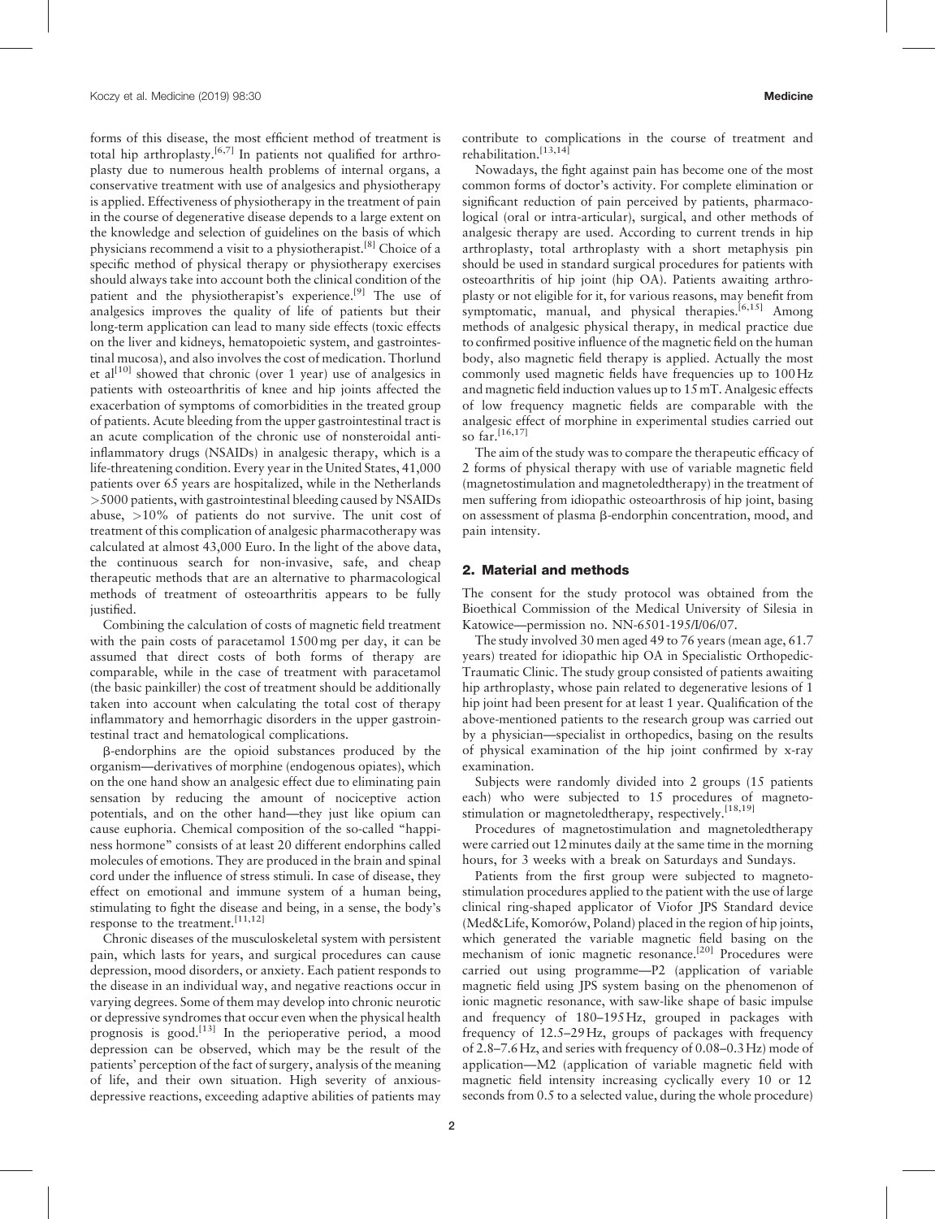forms of this disease, the most efficient method of treatment is total hip arthroplasty.[6,7] In patients not qualified for arthroplasty due to numerous health problems of internal organs, a conservative treatment with use of analgesics and physiotherapy is applied. Effectiveness of physiotherapy in the treatment of pain in the course of degenerative disease depends to a large extent on the knowledge and selection of guidelines on the basis of which physicians recommend a visit to a physiotherapist.[8] Choice of a specific method of physical therapy or physiotherapy exercises should always take into account both the clinical condition of the patient and the physiotherapist's experience.[9] The use of analgesics improves the quality of life of patients but their long-term application can lead to many side effects (toxic effects on the liver and kidneys, hematopoietic system, and gastrointestinal mucosa), and also involves the cost of medication. Thorlund et al[10] showed that chronic (over 1 year) use of analgesics in patients with osteoarthritis of knee and hip joints affected the exacerbation of symptoms of comorbidities in the treated group of patients. Acute bleeding from the upper gastrointestinal tract is an acute complication of the chronic use of nonsteroidal anti-inflammatory drugs (NSAIDs) in analgesic therapy, which is a life-threatening condition. Every year in the United States, 41,000 patients over 65 years are hospitalized, while in the Netherlands >5000 patients, with gastrointestinal bleeding caused by NSAIDs abuse, >10% of patients do not survive. The unit cost of treatment of this complication of analgesic pharmacotherapy was calculated at almost 43,000 Euro. In the light of the above data, the continuous search for non-invasive, safe, and cheap therapeutic methods that are an alternative to pharmacological methods of treatment of osteoarthritis appears to be fully justified.

Combining the calculation of costs of magnetic field treatment with the pain costs of paracetamol 1500 mg per day, it can be assumed that direct costs of both forms of therapy are comparable, while in the case of treatment with paracetamol (the basic painkiller) the cost of treatment should be additionally taken into account when calculating the total cost of therapy inflammatory and hemorrhagic disorders in the upper gastrointestinal tract and hematological complications.

β-endorphins are the opioid substances produced by the organism—derivatives of morphine (endogenous opiates), which on the one hand show an analgesic effect due to eliminating pain sensation by reducing the amount of nociceptive action potentials, and on the other hand—they just like opium can cause euphoria. Chemical composition of the so-called "happiness hormone" consists of at least 20 different endorphins called molecules of emotions. They are produced in the brain and spinal cord under the influence of stress stimuli. In case of disease, they effect on emotional and immune system of a human being, stimulating to fight the disease and being, in a sense, the body's response to the treatment.[11,12]

Chronic diseases of the musculoskeletal system with persistent pain, which lasts for years, and surgical procedures can cause depression, mood disorders, or anxiety. Each patient responds to the disease in an individual way, and negative reactions occur in varying degrees. Some of them may develop into chronic neurotic or depressive syndromes that occur even when the physical health prognosis is good.[13] In the perioperative period, a mood depression can be observed, which may be the result of the patients' perception of the fact of surgery, analysis of the meaning of life, and their own situation. High severity of anxious-depressive reactions, exceeding adaptive abilities of patients may contribute to complications in the course of treatment and rehabilitation.[13,14]

Nowadays, the fight against pain has become one of the most common forms of doctor's activity. For complete elimination or significant reduction of pain perceived by patients, pharmacological (oral or intra-articular), surgical, and other methods of analgesic therapy are used. According to current trends in hip arthroplasty, total arthroplasty with a short metaphysis pin should be used in standard surgical procedures for patients with osteoarthritis of hip joint (hip OA). Patients awaiting arthroplasty or not eligible for it, for various reasons, may benefit from symptomatic, manual, and physical therapies.[6,15] Among methods of analgesic physical therapy, in medical practice due to confirmed positive influence of the magnetic field on the human body, also magnetic field therapy is applied. Actually the most commonly used magnetic fields have frequencies up to 100 Hz and magnetic field induction values up to 15 mT. Analgesic effects of low frequency magnetic fields are comparable with the analgesic effect of morphine in experimental studies carried out so far.[16,17]

The aim of the study was to compare the therapeutic efficacy of 2 forms of physical therapy with use of variable magnetic field (magnetostimulation and magnetoledtherapy) in the treatment of men suffering from idiopathic osteoarthrosis of hip joint, basing on assessment of plasma β-endorphin concentration, mood, and pain intensity.

## 2. Material and methods

The consent for the study protocol was obtained from the Bioethical Commission of the Medical University of Silesia in Katowice—permission no. NN-6501-195/I/06/07.

The study involved 30 men aged 49 to 76 years (mean age, 61.7 years) treated for idiopathic hip OA in Specialistic Orthopedic-Traumatic Clinic. The study group consisted of patients awaiting hip arthroplasty, whose pain related to degenerative lesions of 1 hip joint had been present for at least 1 year. Qualification of the above-mentioned patients to the research group was carried out by a physician—specialist in orthopedics, basing on the results of physical examination of the hip joint confirmed by x-ray examination.

Subjects were randomly divided into 2 groups (15 patients each) who were subjected to 15 procedures of magnetostimulation or magnetoledtherapy, respectively.[18,19]

Procedures of magnetostimulation and magnetoledtherapy were carried out 12 minutes daily at the same time in the morning hours, for 3 weeks with a break on Saturdays and Sundays.

Patients from the first group were subjected to magnetostimulation procedures applied to the patient with the use of large clinical ring-shaped applicator of Viofor JPS Standard device (Med&Life, Komorów, Poland) placed in the region of hip joints, which generated the variable magnetic field basing on the mechanism of ionic magnetic resonance.[20] Procedures were carried out using programme—P2 (application of variable magnetic field using JPS system basing on the phenomenon of ionic magnetic resonance, with saw-like shape of basic impulse and frequency of 180–195 Hz, grouped in packages with frequency of 12.5–29 Hz, groups of packages with frequency of 2.8–7.6 Hz, and series with frequency of 0.08–0.3 Hz) mode of application—M2 (application of variable magnetic field with magnetic field intensity increasing cyclically every 10 or 12 seconds from 0.5 to a selected value, during the whole procedure)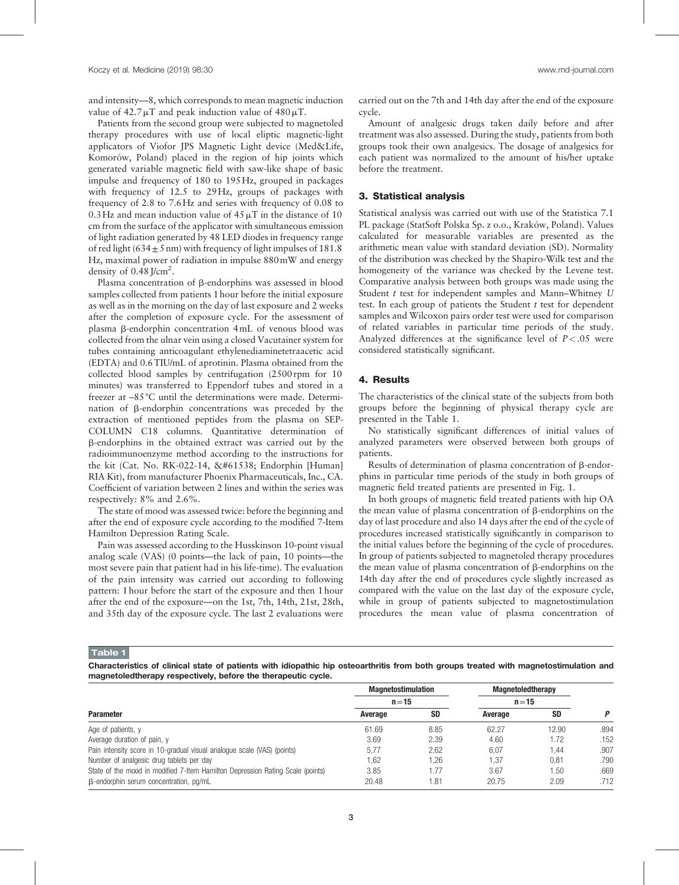and intensity—8, which corresponds to mean magnetic induction value of 42.7 μT and peak induction value of 480 μT.

Patients from the second group were subjected to magnetoled therapy procedures with use of local eliptic magnetic-light applicators of Viofor JPS Magnetic Light device (Med&Life, Komorów, Poland) placed in the region of hip joints which generated variable magnetic field with saw-like shape of basic impulse and frequency of 180 to 195 Hz, grouped in packages with frequency of 12.5 to 29 Hz, groups of packages with frequency of 2.8 to 7.6 Hz and series with frequency of 0.08 to 0.3 Hz and mean induction value of 45 μT in the distance of 10 cm from the surface of the applicator with simultaneous emission of light radiation generated by 48 LED diodes in frequency range of red light (634 ± 5 nm) with frequency of light impulses of 181.8 Hz, maximal power of radiation in impulse 880 mW and energy density of 0.48 J/cm$^2$.

Plasma concentration of β-endorphins was assessed in blood samples collected from patients 1 hour before the initial exposure as well as in the morning on the day of last exposure and 2 weeks after the completion of exposure cycle. For the assessment of plasma β-endorphin concentration 4 mL of venous blood was collected from the ulnar vein using a closed Vacutainer system for tubes containing anticoagulant ethylenediaminetetraacetic acid (EDTA) and 0.6 TIU/mL of aprotinin. Plasma obtained from the collected blood samples by centrifugation (2500 rpm for 10 minutes) was transferred to Eppendorf tubes and stored in a freezer at –85 °C until the determinations were made. Determination of β-endorphin concentrations was preceded by the extraction of mentioned peptides from the plasma on SEP-COLUMN C18 columns. Quantitative determination of β-endorphins in the obtained extract was carried out by the radioimmunoenzyme method according to the instructions for the kit (Cat. No. RK-022-14, &#61538; Endorphin [Human] RIA Kit), from manufacturer Phoenix Pharmaceuticals, Inc., CA. Coefficient of variation between 2 lines and within the series was respectively: 8% and 2.6%.

The state of mood was assessed twice: before the beginning and after the end of exposure cycle according to the modified 7-Item Hamilton Depression Rating Scale.

Pain was assessed according to the Husskinson 10-point visual analog scale (VAS) (0 points—the lack of pain, 10 points—the most severe pain that patient had in his life-time). The evaluation of the pain intensity was carried out according to following pattern: 1 hour before the start of the exposure and then 1 hour after the end of the exposure—on the 1st, 7th, 14th, 21st, 28th, and 35th day of the exposure cycle. The last 2 evaluations were carried out on the 7th and 14th day after the end of the exposure cycle.

Amount of analgesic drugs taken daily before and after treatment was also assessed. During the study, patients from both groups took their own analgesics. The dosage of analgesics for each patient was normalized to the amount of his/her uptake before the treatment.

## 3. Statistical analysis

Statistical analysis was carried out with use of the Statistica 7.1 PL package (StatSoft Polska Sp. z o.o., Kraków, Poland). Values calculated for measurable variables are presented as the arithmetic mean value with standard deviation (SD). Normality of the distribution was checked by the Shapiro-Wilk test and the homogeneity of the variance was checked by the Levene test. Comparative analysis between both groups was made using the Student *t* test for independent samples and Mann–Whitney *U* test. In each group of patients the Student *t* test for dependent samples and Wilcoxon pairs order test were used for comparison of related variables in particular time periods of the study. Analyzed differences at the significance level of $P < .05$ were considered statistically significant.

## 4. Results

The characteristics of the clinical state of the subjects from both groups before the beginning of physical therapy cycle are presented in the Table 1.

No statistically significant differences of initial values of analyzed parameters were observed between both groups of patients.

Results of determination of plasma concentration of β-endorphins in particular time periods of the study in both groups of magnetic field treated patients are presented in Fig. 1.

In both groups of magnetic field treated patients with hip OA the mean value of plasma concentration of β-endorphins on the day of last procedure and also 14 days after the end of the cycle of procedures increased statistically significantly in comparison to the initial values before the beginning of the cycle of procedures. In group of patients subjected to magnetoled therapy procedures the mean value of plasma concentration of β-endorphins on the 14th day after the end of procedures cycle slightly increased as compared with the value on the last day of the exposure cycle, while in group of patients subjected to magnetostimulation procedures the mean value of plasma concentration of

**Table 1**

**Characteristics of clinical state of patients with idiopathic hip osteoarthritis from both groups treated with magnetostimulation and magnetoledtherapy respectively, before the therapeutic cycle.**

| Parameter | Magnetostimulation n = 15 | | Magnetoledtherapy n = 15 | | P |
|---|---|---|---|---|---|
| | Average | SD | Average | SD | |
| Age of patients, y | 61.69 | 8.85 | 62.27 | 12.90 | .894 |
| Average duration of pain, y | 3.69 | 2.39 | 4.60 | 1.72 | .152 |
| Pain intensity score in 10-gradual visual analogue scale (VAS) (points) | 5,77 | 2,62 | 6,07 | 1,44 | .907 |
| Number of analgesic drug tablets per day | 1,62 | 1,26 | 1,37 | 0,81 | .790 |
| State of the mood in modified 7-Item Hamilton Depression Rating Scale (points) | 3.85 | 1.77 | 3.67 | 1.50 | .669 |
| β-endorphin serum concentration, pg/mL | 20.48 | 1.81 | 20.75 | 2.09 | .712 |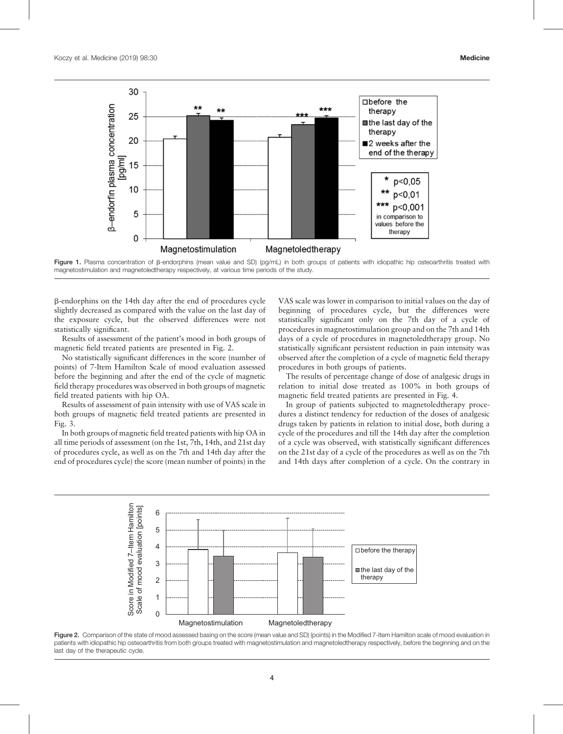Figure 1. Plasma concentration of β-endorphins (mean value and SD) (pg/mL) in both groups of patients with idiopathic hip osteoarthritis treated with magnetostimulation and magnetoledtherapy respectively, at various time periods of the study.

β-endorphins on the 14th day after the end of procedures cycle slightly decreased as compared with the value on the last day of the exposure cycle, but the observed differences were not statistically significant.

Results of assessment of the patient's mood in both groups of magnetic field treated patients are presented in Fig. 2.

No statistically significant differences in the score (number of points) of 7-Item Hamilton Scale of mood evaluation assessed before the beginning and after the end of the cycle of magnetic field therapy procedures was observed in both groups of magnetic field treated patients with hip OA.

Results of assessment of pain intensity with use of VAS scale in both groups of magnetic field treated patients are presented in Fig. 3.

In both groups of magnetic field treated patients with hip OA in all time periods of assessment (on the 1st, 7th, 14th, and 21st day of procedures cycle, as well as on the 7th and 14th day after the end of procedures cycle) the score (mean number of points) in the VAS scale was lower in comparison to initial values on the day of beginning of procedures cycle, but the differences were statistically significant only on the 7th day of a cycle of procedures in magnetostimulation group and on the 7th and 14th days of a cycle of procedures in magnetoledtherapy group. No statistically significant persistent reduction in pain intensity was observed after the completion of a cycle of magnetic field therapy procedures in both groups of patients.

The results of percentage change of dose of analgesic drugs in relation to initial dose treated as 100% in both groups of magnetic field treated patients are presented in Fig. 4.

In group of patients subjected to magnetoledtherapy procedures a distinct tendency for reduction of the doses of analgesic drugs taken by patients in relation to initial dose, both during a cycle of the procedures and till the 14th day after the completion of a cycle was observed, with statistically significant differences on the 21st day of a cycle of the procedures as well as on the 7th and 14th days after completion of a cycle. On the contrary in

Figure 2. Comparison of the state of mood assessed basing on the score (mean value and SD) (points) in the Modified 7-Item Hamilton scale of mood evaluation in patients with idiopathic hip osteoarthritis from both groups treated with magnetostimulation and magnetoledtherapy respectively, before the beginning and on the last day of the therapeutic cycle.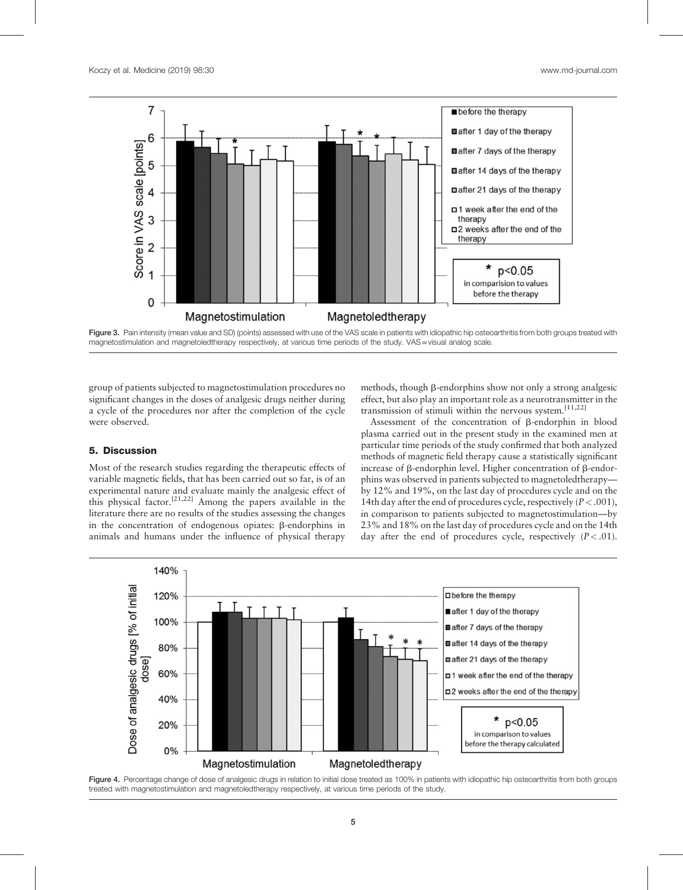Figure 3. Pain intensity (mean value and SD) (points) assessed with use of the VAS scale in patients with idiopathic hip osteoarthritis from both groups treated with magnetostimulation and magnetoledtherapy respectively, at various time periods of the study. VAS = visual analog scale.

group of patients subjected to magnetostimulation procedures no significant changes in the doses of analgesic drugs neither during a cycle of the procedures nor after the completion of the cycle were observed.

## 5. Discussion

Most of the research studies regarding the therapeutic effects of variable magnetic fields, that has been carried out so far, is of an experimental nature and evaluate mainly the analgesic effect of this physical factor.[21,22] Among the papers available in the literature there are no results of the studies assessing the changes in the concentration of endogenous opiates: β-endorphins in animals and humans under the influence of physical therapy methods, though β-endorphins show not only a strong analgesic effect, but also play an important role as a neurotransmitter in the transmission of stimuli within the nervous system.[11,22]

Assessment of the concentration of β-endorphin in blood plasma carried out in the present study in the examined men at particular time periods of the study confirmed that both analyzed methods of magnetic field therapy cause a statistically significant increase of β-endorphin level. Higher concentration of β-endorphins was observed in patients subjected to magnetoledtherapy—by 12% and 19%, on the last day of procedures cycle and on the 14th day after the end of procedures cycle, respectively ($P < .001$), in comparison to patients subjected to magnetostimulation—by 23% and 18% on the last day of procedures cycle and on the 14th day after the end of procedures cycle, respectively ($P < .01$).

Figure 4. Percentage change of dose of analgesic drugs in relation to initial dose treated as 100% in patients with idiopathic hip osteoarthritis from both groups treated with magnetostimulation and magnetoledtherapy respectively, at various time periods of the study.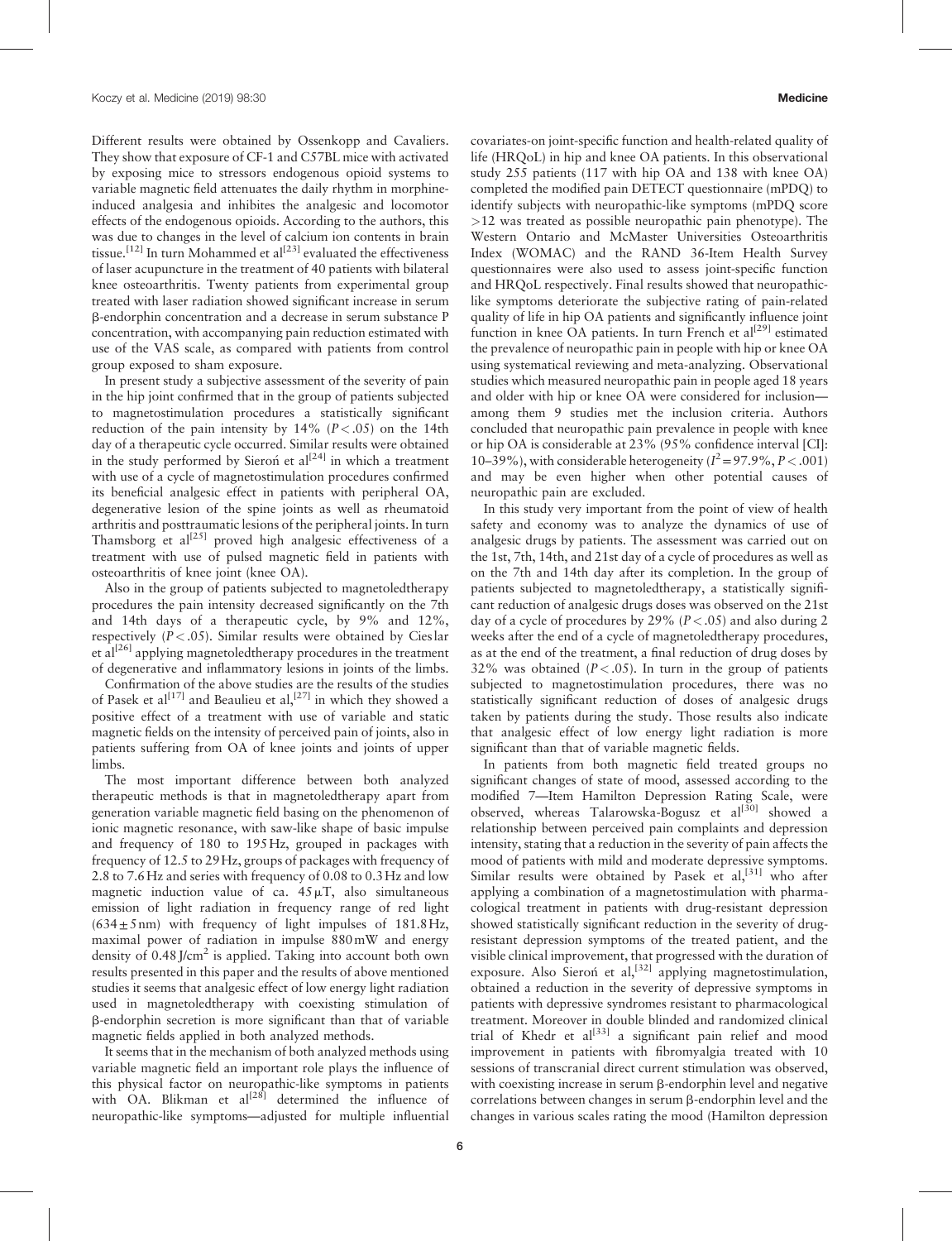Different results were obtained by Ossenkopp and Cavaliers. They show that exposure of CF-1 and C57BL mice with activated by exposing mice to stressors endogenous opioid systems to variable magnetic field attenuates the daily rhythm in morphine-induced analgesia and inhibites the analgesic and locomotor effects of the endogenous opioids. According to the authors, this was due to changes in the level of calcium ion contents in brain tissue.[12] In turn Mohammed et al[23] evaluated the effectiveness of laser acupuncture in the treatment of 40 patients with bilateral knee osteoarthritis. Twenty patients from experimental group treated with laser radiation showed significant increase in serum β-endorphin concentration and a decrease in serum substance P concentration, with accompanying pain reduction estimated with use of the VAS scale, as compared with patients from control group exposed to sham exposure.

In present study a subjective assessment of the severity of pain in the hip joint confirmed that in the group of patients subjected to magnetostimulation procedures a statistically significant reduction of the pain intensity by 14% ($P < .05$) on the 14th day of a therapeutic cycle occurred. Similar results were obtained in the study performed by Sieroń et al[24] in which a treatment with use of a cycle of magnetostimulation procedures confirmed its beneficial analgesic effect in patients with peripheral OA, degenerative lesion of the spine joints as well as rheumatoid arthritis and posttraumatic lesions of the peripheral joints. In turn Thamsborg et al[25] proved high analgesic effectiveness of a treatment with use of pulsed magnetic field in patients with osteoarthritis of knee joint (knee OA).

Also in the group of patients subjected to magnetoledtherapy procedures the pain intensity decreased significantly on the 7th and 14th days of a therapeutic cycle, by 9% and 12%, respectively ($P < .05$). Similar results were obtained by Cieslar et al[26] applying magnetoledtherapy procedures in the treatment of degenerative and inflammatory lesions in joints of the limbs.

Confirmation of the above studies are the results of the studies of Pasek et al[17] and Beaulieu et al,[27] in which they showed a positive effect of a treatment with use of variable and static magnetic fields on the intensity of perceived pain of joints, also in patients suffering from OA of knee joints and joints of upper limbs.

The most important difference between both analyzed therapeutic methods is that in magnetoledtherapy apart from generation variable magnetic field basing on the phenomenon of ionic magnetic resonance, with saw-like shape of basic impulse and frequency of 180 to 195 Hz, grouped in packages with frequency of 12.5 to 29 Hz, groups of packages with frequency of 2.8 to 7.6 Hz and series with frequency of 0.08 to 0.3 Hz and low magnetic induction value of ca. 45 μT, also simultaneous emission of light radiation in frequency range of red light (634 ± 5 nm) with frequency of light impulses of 181.8 Hz, maximal power of radiation in impulse 880 mW and energy density of 0.48 J/cm$^2$ is applied. Taking into account both own results presented in this paper and the results of above mentioned studies it seems that analgesic effect of low energy light radiation used in magnetoledtherapy with coexisting stimulation of β-endorphin secretion is more significant than that of variable magnetic fields applied in both analyzed methods.

It seems that in the mechanism of both analyzed methods using variable magnetic field an important role plays the influence of this physical factor on neuropathic-like symptoms in patients with OA. Blikman et al[28] determined the influence of neuropathic-like symptoms—adjusted for multiple influential covariates-on joint-specific function and health-related quality of life (HRQoL) in hip and knee OA patients. In this observational study 255 patients (117 with hip OA and 138 with knee OA) completed the modified pain DETECT questionnaire (mPDQ) to identify subjects with neuropathic-like symptoms (mPDQ score >12 was treated as possible neuropathic pain phenotype). The Western Ontario and McMaster Universities Osteoarthritis Index (WOMAC) and the RAND 36-Item Health Survey questionnaires were also used to assess joint-specific function and HRQoL respectively. Final results showed that neuropathic-like symptoms deteriorate the subjective rating of pain-related quality of life in hip OA patients and significantly influence joint function in knee OA patients. In turn French et al[29] estimated the prevalence of neuropathic pain in people with hip or knee OA using systematical reviewing and meta-analyzing. Observational studies which measured neuropathic pain in people aged 18 years and older with hip or knee OA were considered for inclusion—among them 9 studies met the inclusion criteria. Authors concluded that neuropathic pain prevalence in people with knee or hip OA is considerable at 23% (95% confidence interval [CI]: 10–39%), with considerable heterogeneity ($I^2 = 97.9\%$, $P < .001$) and may be even higher when other potential causes of neuropathic pain are excluded.

In this study very important from the point of view of health safety and economy was to analyze the dynamics of use of analgesic drugs by patients. The assessment was carried out on the 1st, 7th, 14th, and 21st day of a cycle of procedures as well as on the 7th and 14th day after its completion. In the group of patients subjected to magnetoledtherapy, a statistically significant reduction of analgesic drugs doses was observed on the 21st day of a cycle of procedures by 29% ($P < .05$) and also during 2 weeks after the end of a cycle of magnetoledtherapy procedures, as at the end of the treatment, a final reduction of drug doses by 32% was obtained ($P < .05$). In turn in the group of patients subjected to magnetostimulation procedures, there was no statistically significant reduction of doses of analgesic drugs taken by patients during the study. Those results also indicate that analgesic effect of low energy light radiation is more significant than that of variable magnetic fields.

In patients from both magnetic field treated groups no significant changes of state of mood, assessed according to the modified 7—Item Hamilton Depression Rating Scale, were observed, whereas Talarowska-Bogusz et al[30] showed a relationship between perceived pain complaints and depression intensity, stating that a reduction in the severity of pain affects the mood of patients with mild and moderate depressive symptoms. Similar results were obtained by Pasek et al,[31] who after applying a combination of a magnetostimulation with pharmacological treatment in patients with drug-resistant depression showed statistically significant reduction in the severity of drug-resistant depression symptoms of the treated patient, and the visible clinical improvement, that progressed with the duration of exposure. Also Sieroń et al,[32] applying magnetostimulation, obtained a reduction in the severity of depressive symptoms in patients with depressive syndromes resistant to pharmacological treatment. Moreover in double blinded and randomized clinical trial of Khedr et al[33] a significant pain relief and mood improvement in patients with fibromyalgia treated with 10 sessions of transcranial direct current stimulation was observed, with coexisting increase in serum β-endorphin level and negative correlations between changes in serum β-endorphin level and the changes in various scales rating the mood (Hamilton depression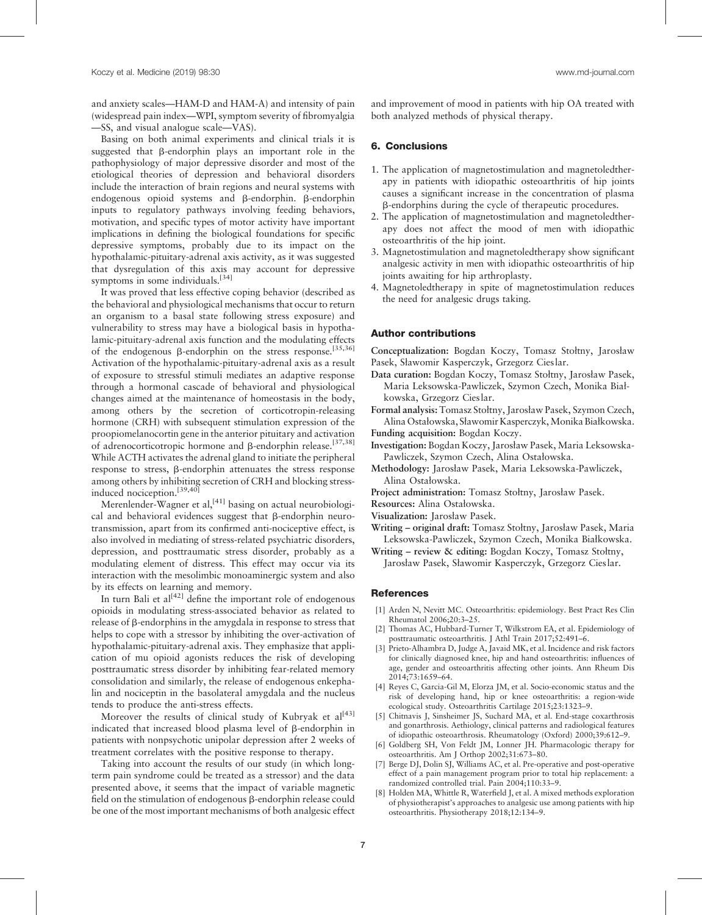and anxiety scales—HAM-D and HAM-A) and intensity of pain (widespread pain index—WPI, symptom severity of fibromyalgia —SS, and visual analogue scale—VAS).

Basing on both animal experiments and clinical trials it is suggested that β-endorphin plays an important role in the pathophysiology of major depressive disorder and most of the etiological theories of depression and behavioral disorders include the interaction of brain regions and neural systems with endogenous opioid systems and β-endorphin. β-endorphin inputs to regulatory pathways involving feeding behaviors, motivation, and specific types of motor activity have important implications in defining the biological foundations for specific depressive symptoms, probably due to its impact on the hypothalamic-pituitary-adrenal axis activity, as it was suggested that dysregulation of this axis may account for depressive symptoms in some individuals.[34]

It was proved that less effective coping behavior (described as the behavioral and physiological mechanisms that occur to return an organism to a basal state following stress exposure) and vulnerability to stress may have a biological basis in hypothalamic-pituitary-adrenal axis function and the modulating effects of the endogenous β-endorphin on the stress response.[35,36] Activation of the hypothalamic-pituitary-adrenal axis as a result of exposure to stressful stimuli mediates an adaptive response through a hormonal cascade of behavioral and physiological changes aimed at the maintenance of homeostasis in the body, among others by the secretion of corticotropin-releasing hormone (CRH) with subsequent stimulation expression of the proopiomelanocortin gene in the anterior pituitary and activation of adrenocorticotropic hormone and β-endorphin release.[37,38] While ACTH activates the adrenal gland to initiate the peripheral response to stress, β-endorphin attenuates the stress response among others by inhibiting secretion of CRH and blocking stress-induced nociception.[39,40]

Merenlender-Wagner et al,[41] basing on actual neurobiological and behavioral evidences suggest that β-endorphin neurotransmission, apart from its confirmed anti-nociceptive effect, is also involved in mediating of stress-related psychiatric disorders, depression, and posttraumatic stress disorder, probably as a modulating element of distress. This effect may occur via its interaction with the mesolimbic monoaminergic system and also by its effects on learning and memory.

In turn Bali et al[42] define the important role of endogenous opioids in modulating stress-associated behavior as related to release of β-endorphins in the amygdala in response to stress that helps to cope with a stressor by inhibiting the over-activation of hypothalamic-pituitary-adrenal axis. They emphasize that application of mu opioid agonists reduces the risk of developing posttraumatic stress disorder by inhibiting fear-related memory consolidation and similarly, the release of endogenous enkephalin and nociceptin in the basolateral amygdala and the nucleus tends to produce the anti-stress effects.

Moreover the results of clinical study of Kubryak et al[43] indicated that increased blood plasma level of β-endorphin in patients with nonpsychotic unipolar depression after 2 weeks of treatment correlates with the positive response to therapy.

Taking into account the results of our study (in which long-term pain syndrome could be treated as a stressor) and the data presented above, it seems that the impact of variable magnetic field on the stimulation of endogenous β-endorphin release could be one of the most important mechanisms of both analgesic effect and improvement of mood in patients with hip OA treated with both analyzed methods of physical therapy.

## 6. Conclusions

1. The application of magnetostimulation and magnetoledtherapy in patients with idiopathic osteoarthritis of hip joints causes a significant increase in the concentration of plasma β-endorphins during the cycle of therapeutic procedures.
2. The application of magnetostimulation and magnetoledtherapy does not affect the mood of men with idiopathic osteoarthritis of the hip joint.
3. Magnetostimulation and magnetoledtherapy show significant analgesic activity in men with idiopathic osteoarthritis of hip joints awaiting for hip arthroplasty.
4. Magnetoledtherapy in spite of magnetostimulation reduces the need for analgesic drugs taking.

## Author contributions

**Conceptualization:** Bogdan Koczy, Tomasz Stołtny, Jarosław Pasek, Sławomir Kasperczyk, Grzegorz Cieslar.

**Data curation:** Bogdan Koczy, Tomasz Stołtny, Jarosław Pasek, Maria Leksowska-Pawliczek, Szymon Czech, Monika Białkowska, Grzegorz Cieslar.

**Formal analysis:** Tomasz Stołtny, Jarosław Pasek, Szymon Czech, Alina Ostałowska, Sławomir Kasperczyk, Monika Białkowska.

**Funding acquisition:** Bogdan Koczy.

**Investigation:** Bogdan Koczy, Jarosław Pasek, Maria Leksowska-Pawliczek, Szymon Czech, Alina Ostałowska.

**Methodology:** Jarosław Pasek, Maria Leksowska-Pawliczek, Alina Ostałowska.

**Project administration:** Tomasz Stołtny, Jarosław Pasek.

**Resources:** Alina Ostałowska.

**Visualization:** Jarosław Pasek.

**Writing – original draft:** Tomasz Stołtny, Jarosław Pasek, Maria Leksowska-Pawliczek, Szymon Czech, Monika Białkowska.

**Writing – review & editing:** Bogdan Koczy, Tomasz Stołtny, Jarosław Pasek, Sławomir Kasperczyk, Grzegorz Cieslar.

## References

[1] Arden N, Nevitt MC. Osteoarthritis: epidemiology. Best Pract Res Clin Rheumatol 2006;20:3–25.

[2] Thomas AC, Hubbard-Turner T, Wilkstrom EA, et al. Epidemiology of posttraumatic osteoarthritis. J Athl Train 2017;52:491–6.

[3] Prieto-Alhambra D, Judge A, Javaid MK, et al. Incidence and risk factors for clinically diagnosed knee, hip and hand osteoarthritis: influences of age, gender and osteoarthritis affecting other joints. Ann Rheum Dis 2014;73:1659–64.

[4] Reyes C, Garcia-Gil M, Elorza JM, et al. Socio-economic status and the risk of developing hand, hip or knee osteoarthritis: a region-wide ecological study. Osteoarthritis Cartilage 2015;23:1323–9.

[5] Chitnavis J, Sinsheimer JS, Suchard MA, et al. End-stage coxarthrosis and gonarthrosis. Aethiology, clinical patterns and radiological features of idiopathic osteoarthrosis. Rheumatology (Oxford) 2000;39:612–9.

[6] Goldberg SH, Von Feldt JM, Lonner JH. Pharmacologic therapy for osteoarthritis. Am J Orthop 2002;31:673–80.

[7] Berge DJ, Dolin SJ, Williams AC, et al. Pre-operative and post-operative effect of a pain management program prior to total hip replacement: a randomized controlled trial. Pain 2004;110:33–9.

[8] Holden MA, Whittle R, Waterfield J, et al. A mixed methods exploration of physiotherapist's approaches to analgesic use among patients with hip osteoarthritis. Physiotherapy 2018;12:134–9.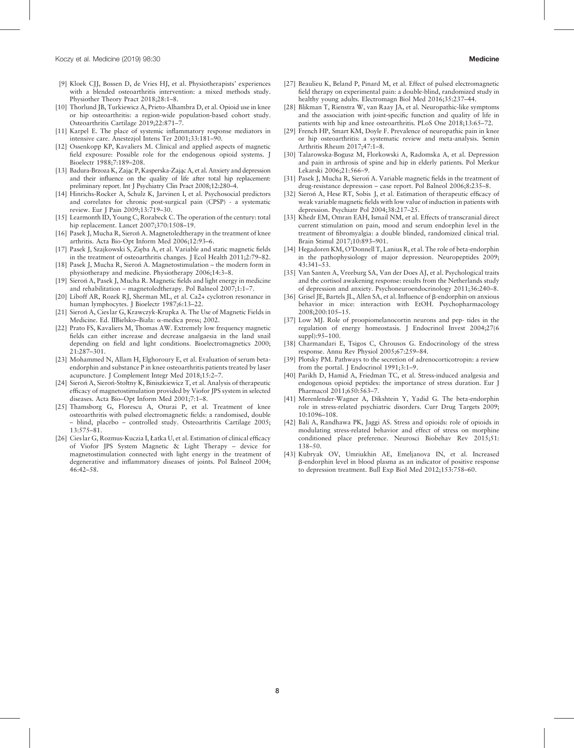[9] Kloek CJJ, Bossen D, de Vries HJ, et al. Physiotherapists' experiences with a blended osteoarthritis intervention: a mixed methods study. Physiother Theory Pract 2018;28:1–8.

[10] Thorlund JB, Turkiewicz A, Prieto-Alhambra D, et al. Opioid use in knee or hip osteoarthritis: a region-wide population-based cohort study. Osteoarthritis Cartilage 2019;22:871–7.

[11] Karpel E. The place of systemic inflammatory response mediators in intensive care. Anestezjol Intens Ter 2001;33:181–90.

[12] Ossenkopp KP, Kavaliers M. Clinical and applied aspects of magnetic field exposure: Possible role for the endogenous opioid systems. J Bioelectr 1988;7:189–208.

[13] Badura-Brzoza K, Zając P, Kasperska-Zając A, et al. Anxiety and depression and their influence on the quality of life after total hip replacement: preliminary report. Int J Psychiatry Clin Pract 2008;12:280–4.

[14] Hinrichs-Rocker A, Schulz K, Jarvinen I, et al. Psychosocial predictors and correlates for chronic post-surgical pain (CPSP) - a systematic review. Eur J Pain 2009;13:719–30.

[15] Learmonth ID, Young C, Rorabeck C. The operation of the century: total hip replacement. Lancet 2007;370:1508–19.

[16] Pasek J, Mucha R, Sieroń A. Magnetoledtherapy in the treatment of knee arthritis. Acta Bio-Opt Inform Med 2006;12:93–6.

[17] Pasek J, Szajkowski S, Zięba A, et al. Variable and static magnetic fields in the treatment of osteoarthritis changes. J Ecol Health 2011;2:79–82.

[18] Pasek J, Mucha R, Sieroń A. Magnetostimulation – the modern form in physiotherapy and medicine. Physiotherapy 2006;14:3–8.

[19] Sieroń A, Pasek J, Mucha R. Magnetic fields and light energy in medicine and rehabilitation – magnetoledtherapy. Pol Balneol 2007;1:1–7.

[20] Liboff AR, Rozek RJ, Sherman ML, et al. Ca2+ cyclotron resonance in human lymphocytes. J Bioelectr 1987;6:13–22.

[21] Sieroń A, Cieslar G, Krawczyk-Krupka A. The Use of Magnetic Fields in Medicine. Ed. IIBielsko–Biała: α-medica press; 2002.

[22] Prato FS, Kavaliers M, Thomas AW. Extremely low frequency magnetic fields can either increase and decrease analgaesia in the land snail depending on field and light conditions. Bioelectromagnetics 2000; 21:287–301.

[23] Mohammed N, Allam H, Elghoroury E, et al. Evaluation of serum beta-endorphin and substance P in knee osteoarthritis patients treated by laser acupuncture. J Complement Integr Med 2018;15:2–7.

[24] Sieroń A, Sieroń-Stołtny K, Biniszkiewicz T, et al. Analysis of therapeutic efficacy of magnetostimulation provided by Viofor JPS system in selected diseases. Acta Bio–Opt Inform Med 2001;7:1–8.

[25] Thamsborg G, Florescu A, Oturai P, et al. Treatment of knee osteoarthritis with pulsed electromagnetic fields: a randomised, double – blind, placebo – controlled study. Osteoarthritis Cartilage 2005; 13:575–81.

[26] Cieslar G, Rozmus-Kuczia I, Łatka U, et al. Estimation of clinical efficacy of Viofor JPS System Magnetic & Light Therapy – device for magnetostimulation connected with light energy in the treatment of degenerative and inflammatory diseases of joints. Pol Balneol 2004; 46:42–58.

[27] Beaulieu K, Beland P, Pinard M, et al. Effect of pulsed electromagnetic field therapy on experimental pain: a double-blind, randomized study in healthy young adults. Electromagn Biol Med 2016;35:237–44.

[28] Blikman T, Rienstra W, van Raay JA, et al. Neuropathic-like symptoms and the association with joint-specific function and quality of life in patients with hip and knee osteoarthritis. PLoS One 2018;13:65–72.

[29] French HP, Smart KM, Doyle F. Prevalence of neuropathic pain in knee or hip osteoarthritis: a systematic review and meta-analysis. Semin Arthritis Rheum 2017;47:1–8.

[30] Talarowska-Bogusz M, Florkowski M, Radomska A, et al. Depression and pain in arthrosis of spine and hip in elderly patients. Pol Merkur Lekarski 2006;21:566–9.

[31] Pasek J, Mucha R, Sieroń A. Variable magnetic fields in the treatment of drug-resistance depression – case report. Pol Balneol 2006;8:235–8.

[32] Sieroń A, Hese RT, Sobis J, et al. Estimation of therapeutic efficacy of weak variable magnetic fields with low value of induction in patients with depression. Psychiatr Pol 2004;38:217–25.

[33] Khedr EM, Omran EAH, Ismail NM, et al. Effects of transcranial direct current stimulation on pain, mood and serum endorphin level in the treatment of fibromyalgia: a double blinded, randomized clinical trial. Brain Stimul 2017;10:893–901.

[34] Hegadoren KM, O'Donnell T, Lanius R, et al. The role of beta-endorphin in the pathophysiology of major depression. Neuropeptides 2009; 43:341–53.

[35] Van Santen A, Vreeburg SA, Van der Does AJ, et al. Psychological traits and the cortisol awakening response: results from the Netherlands study of depression and anxiety. Psychoneuroendocrinology 2011;36:240–8.

[36] Grisel JE, Bartels JL, Allen SA, et al. Influence of β-endorphin on anxious behavior in mice: interaction with EtOH. Psychopharmacology 2008;200:105–15.

[37] Low MJ. Role of proopiomelanocortin neurons and pep- tides in the regulation of energy homeostasis. J Endocrinol Invest 2004;27(6 suppl):95–100.

[38] Charmandari E, Tsigos C, Chrousos G. Endocrinology of the stress response. Annu Rev Physiol 2005;67:259–84.

[39] Plotsky PM. Pathways to the secretion of adrenocorticotropin: a review from the portal. J Endocrinol 1991;3:1–9.

[40] Parikh D, Hamid A, Friedman TC, et al. Stress-induced analgesia and endogenous opioid peptides: the importance of stress duration. Eur J Pharmacol 2011;650:563–7.

[41] Merenlender-Wagner A, Dikshtein Y, Yadid G. The beta-endorphin role in stress-related psychiatric disorders. Curr Drug Targets 2009; 10:1096–108.

[42] Bali A, Randhawa PK, Jaggi AS. Stress and opioids: role of opioids in modulating stress-related behavior and effect of stress on morphine conditioned place preference. Neurosci Biobehav Rev 2015;51: 138–50.

[43] Kubryak OV, Umriukhin AE, Emeljanova IN, et al. Increased β-endorphin level in blood plasma as an indicator of positive response to depression treatment. Bull Exp Biol Med 2012;153:758–60.